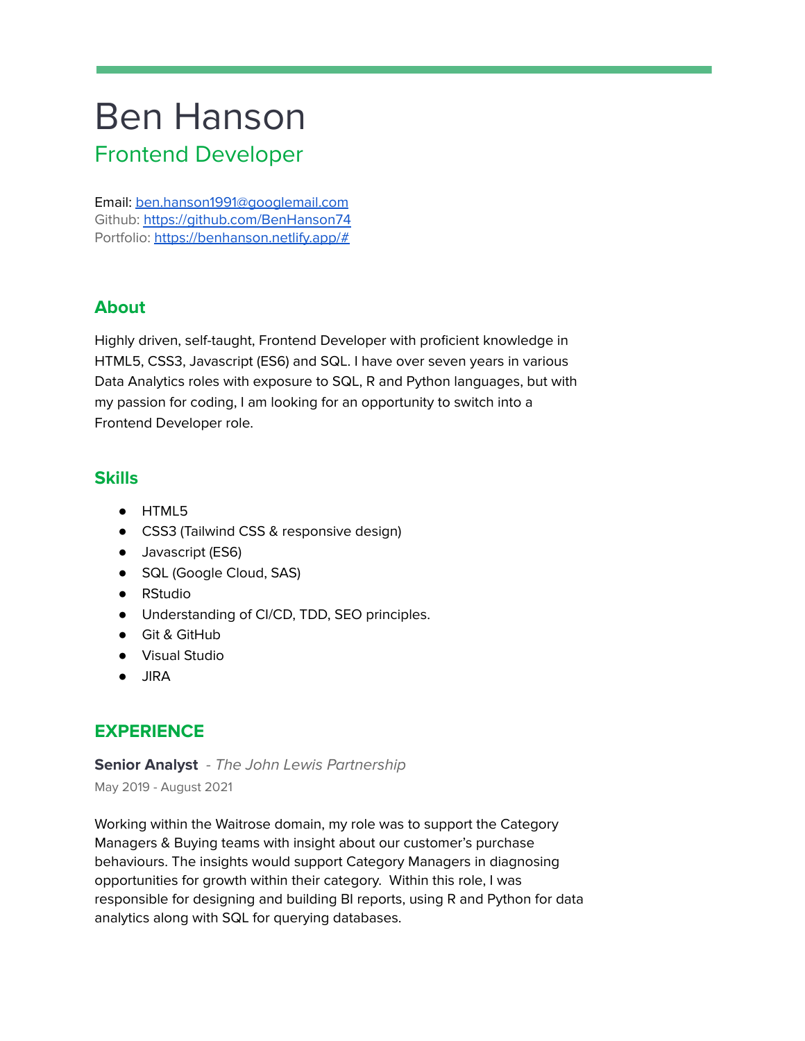# Ben Hanson

## Frontend Developer

Email: [ben.hanson1991@googlemail.com](mailto:ben.hanson1991@googlemail.com)
Github: [https://github.com/BenHanson74](https://github.com/BenHanson74)
Portfolio: [https://benhanson.netlify.app/#](https://benhanson.netlify.app/#)

## About

Highly driven, self-taught, Frontend Developer with proficient knowledge in HTML5, CSS3, Javascript (ES6) and SQL. I have over seven years in various Data Analytics roles with exposure to SQL, R and Python languages, but with my passion for coding, I am looking for an opportunity to switch into a Frontend Developer role.

## Skills

- HTML5
- CSS3 (Tailwind CSS & responsive design)
- Javascript (ES6)
- SQL (Google Cloud, SAS)
- RStudio
- Understanding of CI/CD, TDD, SEO principles.
- Git & GitHub
- Visual Studio
- JIRA

## EXPERIENCE

**Senior Analyst** - *The John Lewis Partnership*
May 2019 - August 2021

Working within the Waitrose domain, my role was to support the Category Managers & Buying teams with insight about our customer's purchase behaviours. The insights would support Category Managers in diagnosing opportunities for growth within their category. Within this role, I was responsible for designing and building BI reports, using R and Python for data analytics along with SQL for querying databases.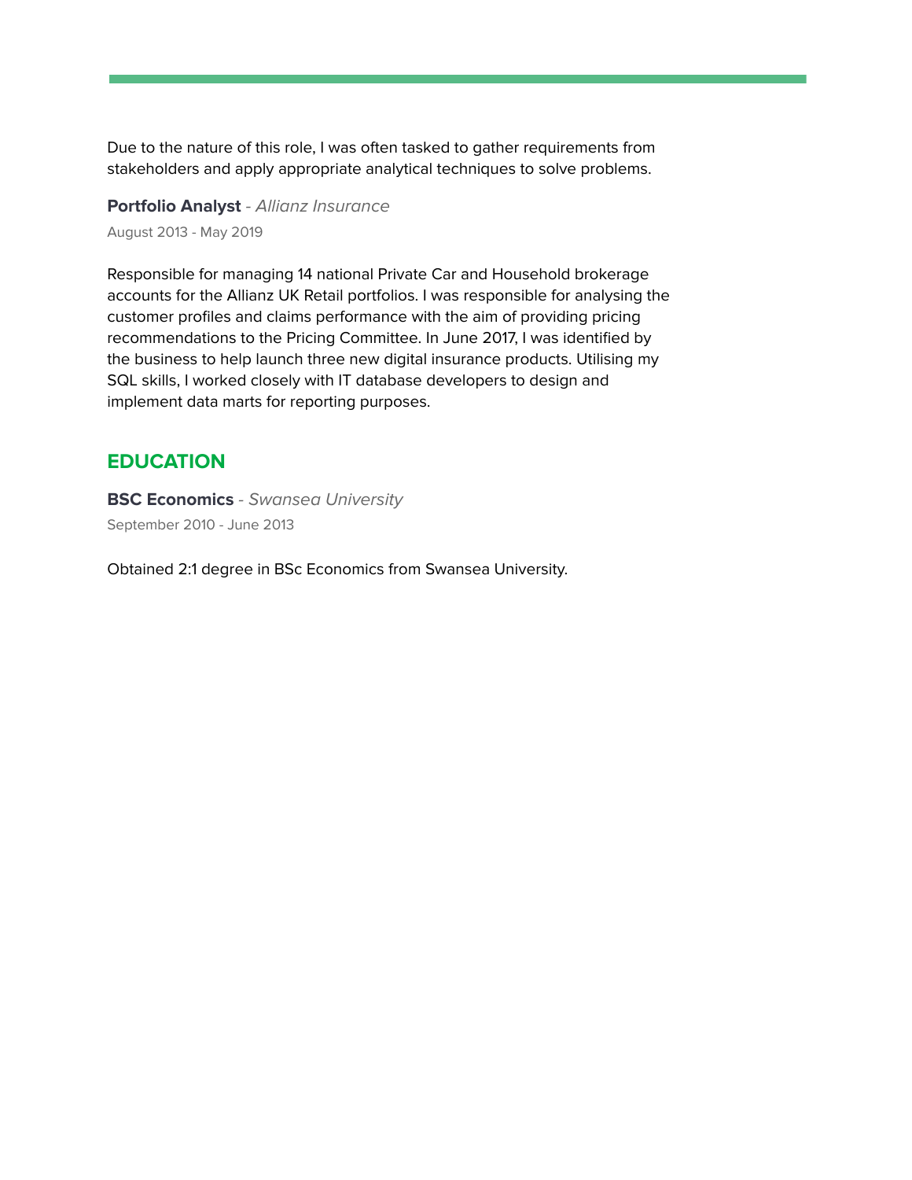Due to the nature of this role, I was often tasked to gather requirements from stakeholders and apply appropriate analytical techniques to solve problems.

**Portfolio Analyst** - *Allianz Insurance*

August 2013 - May 2019

Responsible for managing 14 national Private Car and Household brokerage accounts for the Allianz UK Retail portfolios. I was responsible for analysing the customer profiles and claims performance with the aim of providing pricing recommendations to the Pricing Committee. In June 2017, I was identified by the business to help launch three new digital insurance products. Utilising my SQL skills, I worked closely with IT database developers to design and implement data marts for reporting purposes.

## EDUCATION

**BSC Economics** - *Swansea University*

September 2010 - June 2013

Obtained 2:1 degree in BSc Economics from Swansea University.